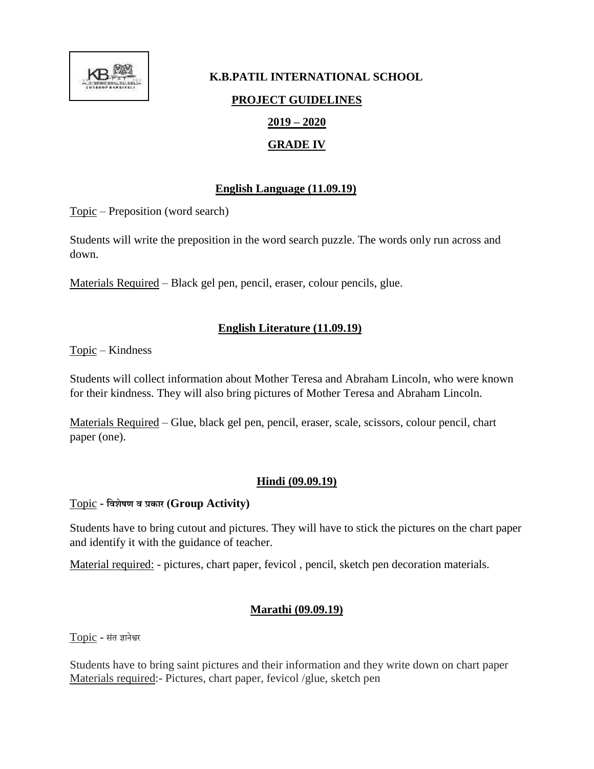# K.B.PATIL INTERNATIONAL SCHOOL

## PROJECT GUIDELINES

## 2019 – 2020

## GRADE IV

### English Language (11.09.19)

Topic – Preposition (word search)

Students will write the preposition in the word search puzzle. The words only run across and down.

Materials Required – Black gel pen, pencil, eraser, colour pencils, glue.

### English Literature (11.09.19)

Topic – Kindness

Students will collect information about Mother Teresa and Abraham Lincoln, who were known for their kindness. They will also bring pictures of Mother Teresa and Abraham Lincoln.

Materials Required – Glue, black gel pen, pencil, eraser, scale, scissors, colour pencil, chart paper (one).

### Hindi (09.09.19)

Topic - **विशेषण व प्रकार (Group Activity)**

Students have to bring cutout and pictures. They will have to stick the pictures on the chart paper and identify it with the guidance of teacher.

Material required: - pictures, chart paper, fevicol , pencil, sketch pen decoration materials.

### Marathi (09.09.19)

Topic - संत ज्ञानेश्वर

Students have to bring saint pictures and their information and they write down on chart paper
Materials required:- Pictures, chart paper, fevicol /glue, sketch pen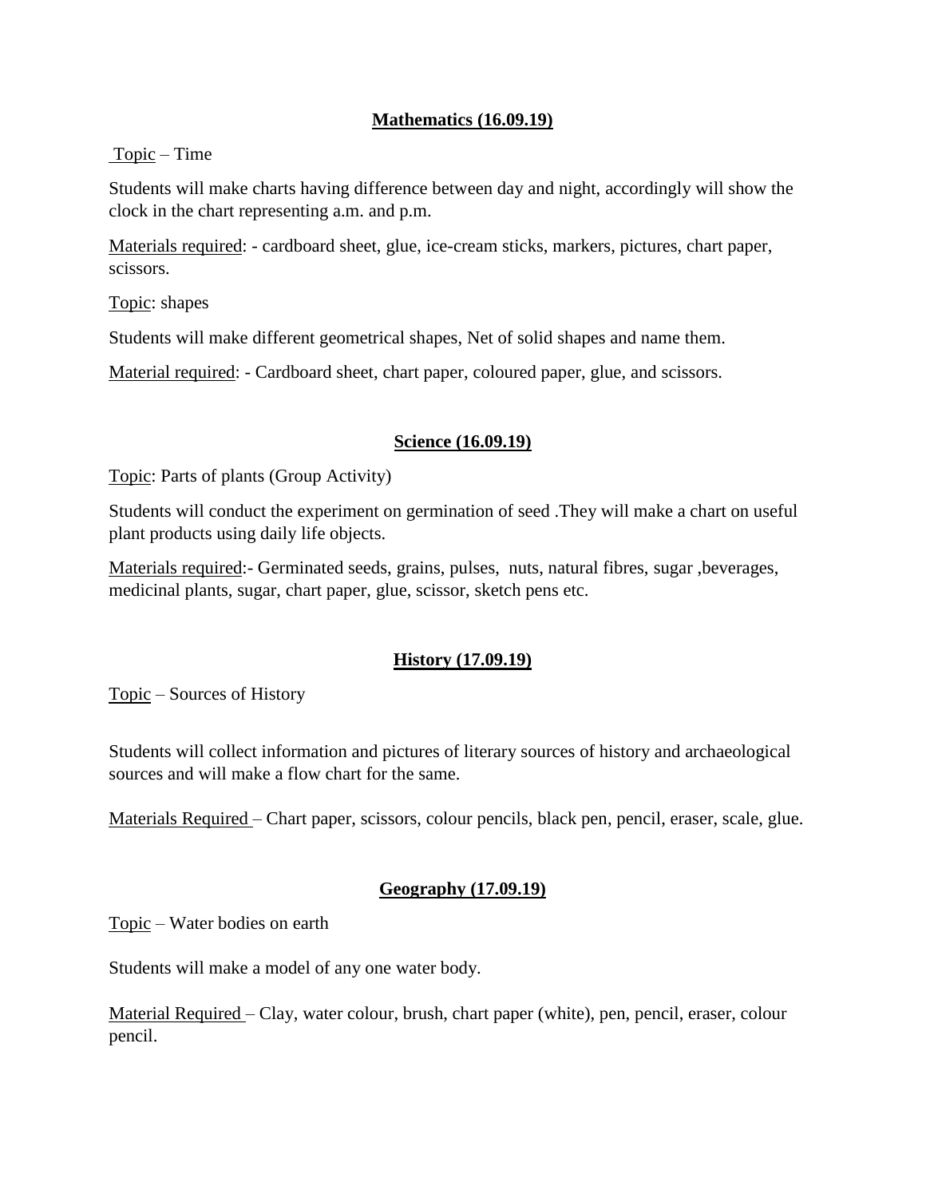**Mathematics (16.09.19)**

Topic – Time

Students will make charts having difference between day and night, accordingly will show the clock in the chart representing a.m. and p.m.

Materials required: - cardboard sheet, glue, ice-cream sticks, markers, pictures, chart paper, scissors.

Topic: shapes

Students will make different geometrical shapes, Net of solid shapes and name them.

Material required: - Cardboard sheet, chart paper, coloured paper, glue, and scissors.

**Science (16.09.19)**

Topic: Parts of plants (Group Activity)

Students will conduct the experiment on germination of seed .They will make a chart on useful plant products using daily life objects.

Materials required:- Germinated seeds, grains, pulses, nuts, natural fibres, sugar ,beverages, medicinal plants, sugar, chart paper, glue, scissor, sketch pens etc.

**History (17.09.19)**

Topic – Sources of History

Students will collect information and pictures of literary sources of history and archaeological sources and will make a flow chart for the same.

Materials Required – Chart paper, scissors, colour pencils, black pen, pencil, eraser, scale, glue.

**Geography (17.09.19)**

Topic – Water bodies on earth

Students will make a model of any one water body.

Material Required – Clay, water colour, brush, chart paper (white), pen, pencil, eraser, colour pencil.